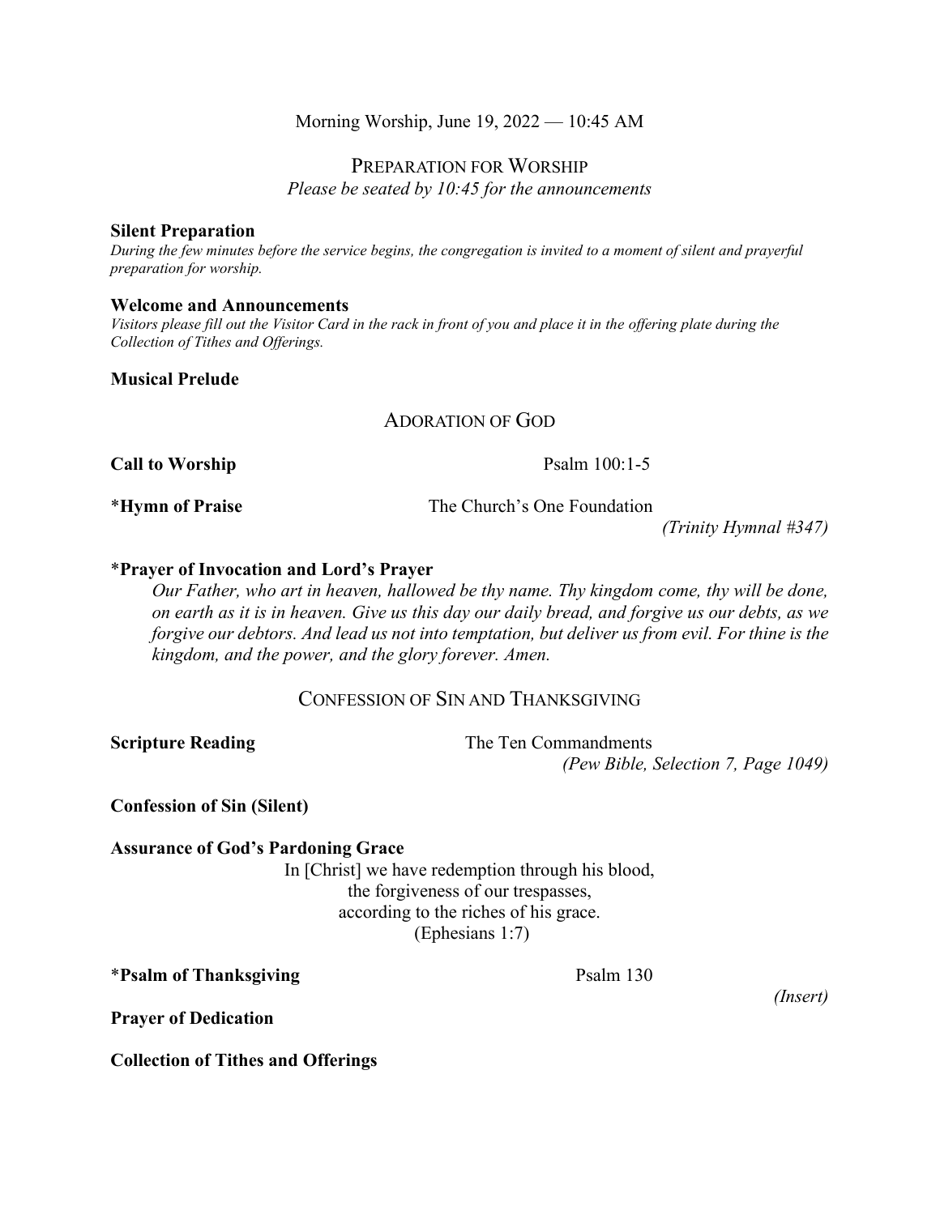Morning Worship, June 19, 2022 — 10:45 AM

## Preparation for Worship

*Please be seated by 10:45 for the announcements*

**Silent Preparation**

*During the few minutes before the service begins, the congregation is invited to a moment of silent and prayerful preparation for worship.*

**Welcome and Announcements**

*Visitors please fill out the Visitor Card in the rack in front of you and place it in the offering plate during the Collection of Tithes and Offerings.*

**Musical Prelude**

## Adoration of God

**Call to Worship** Psalm 100:1-5

\***Hymn of Praise** The Church's One Foundation *(Trinity Hymnal #347)*

\***Prayer of Invocation and Lord's Prayer**

*Our Father, who art in heaven, hallowed be thy name. Thy kingdom come, thy will be done, on earth as it is in heaven. Give us this day our daily bread, and forgive us our debts, as we forgive our debtors. And lead us not into temptation, but deliver us from evil. For thine is the kingdom, and the power, and the glory forever. Amen.*

## Confession of Sin and Thanksgiving

**Scripture Reading** The Ten Commandments *(Pew Bible, Selection 7, Page 1049)*

**Confession of Sin (Silent)**

**Assurance of God's Pardoning Grace**

In [Christ] we have redemption through his blood,
the forgiveness of our trespasses,
according to the riches of his grace.
(Ephesians 1:7)

\***Psalm of Thanksgiving** Psalm 130 *(Insert)*

**Prayer of Dedication**

**Collection of Tithes and Offerings**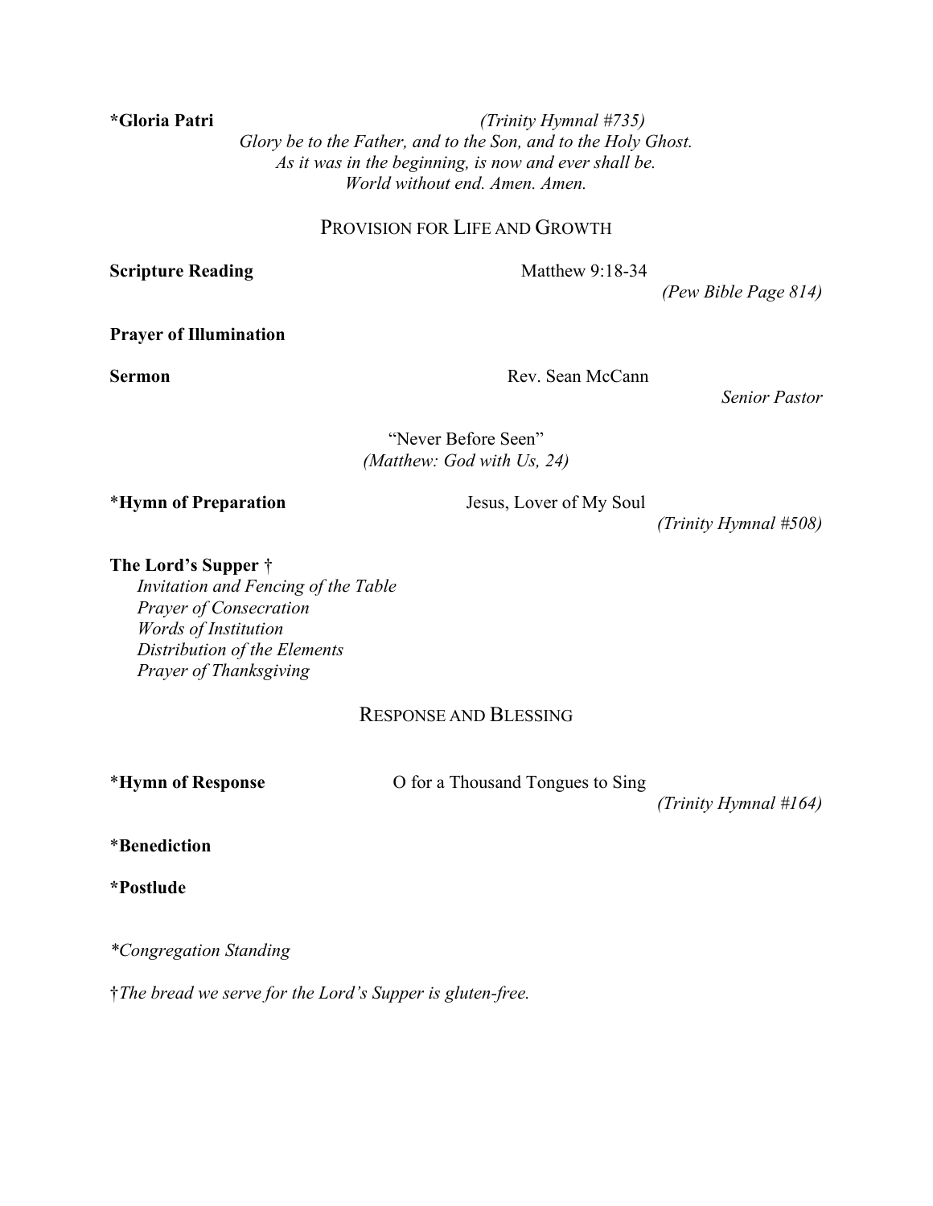**\*Gloria Patri** *(Trinity Hymnal #735)*

*Glory be to the Father, and to the Son, and to the Holy Ghost.*
*As it was in the beginning, is now and ever shall be.*
*World without end. Amen. Amen.*

## PROVISION FOR LIFE AND GROWTH

**Scripture Reading** Matthew 9:18-34
*(Pew Bible Page 814)*

**Prayer of Illumination**

**Sermon** Rev. Sean McCann
*Senior Pastor*

"Never Before Seen"
*(Matthew: God with Us, 24)*

\***Hymn of Preparation** Jesus, Lover of My Soul
*(Trinity Hymnal #508)*

**The Lord's Supper †**
*Invitation and Fencing of the Table*
*Prayer of Consecration*
*Words of Institution*
*Distribution of the Elements*
*Prayer of Thanksgiving*

## RESPONSE AND BLESSING

\***Hymn of Response** O for a Thousand Tongues to Sing
*(Trinity Hymnal #164)*

\***Benediction**

**\*Postlude**

*\*Congregation Standing*

†*The bread we serve for the Lord's Supper is gluten-free.*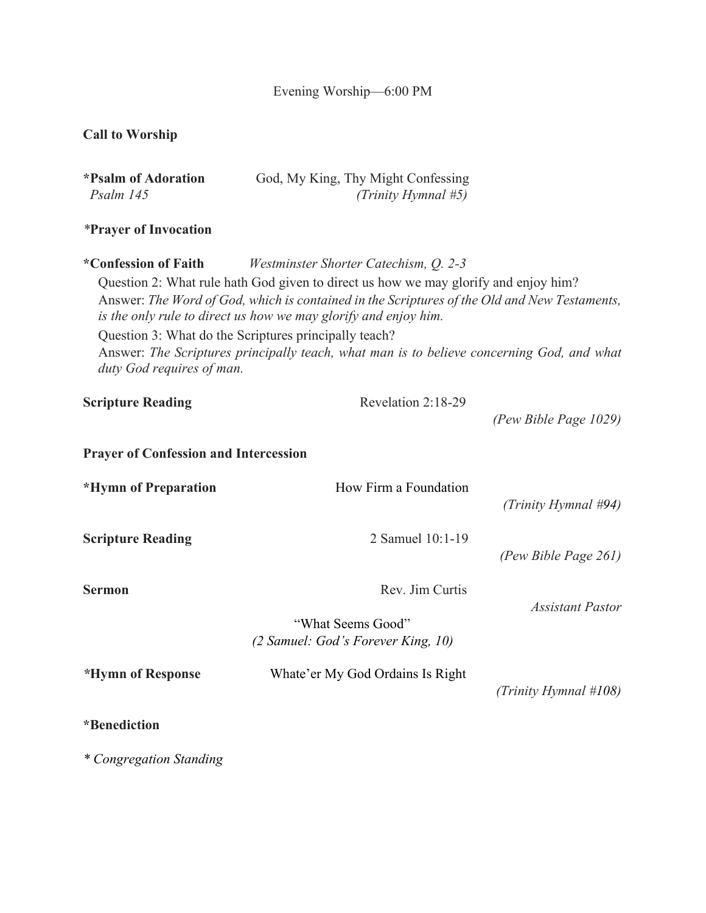Evening Worship—6:00 PM

**Call to Worship**

**\*Psalm of Adoration** God, My King, Thy Might Confessing
*Psalm 145* *(Trinity Hymnal #5)*

**\*Prayer of Invocation**

**\*Confession of Faith** *Westminster Shorter Catechism, Q. 2-3*

Question 2: What rule hath God given to direct us how we may glorify and enjoy him?
Answer: *The Word of God, which is contained in the Scriptures of the Old and New Testaments, is the only rule to direct us how we may glorify and enjoy him.*

Question 3: What do the Scriptures principally teach?
Answer: *The Scriptures principally teach, what man is to believe concerning God, and what duty God requires of man.*

**Scripture Reading** Revelation 2:18-29
*(Pew Bible Page 1029)*

**Prayer of Confession and Intercession**

**\*Hymn of Preparation** How Firm a Foundation
*(Trinity Hymnal #94)*

**Scripture Reading** 2 Samuel 10:1-19
*(Pew Bible Page 261)*

**Sermon** Rev. Jim Curtis
*Assistant Pastor*

"What Seems Good"
*(2 Samuel: God's Forever King, 10)*

**\*Hymn of Response** Whate'er My God Ordains Is Right
*(Trinity Hymnal #108)*

**\*Benediction**

*\* Congregation Standing*